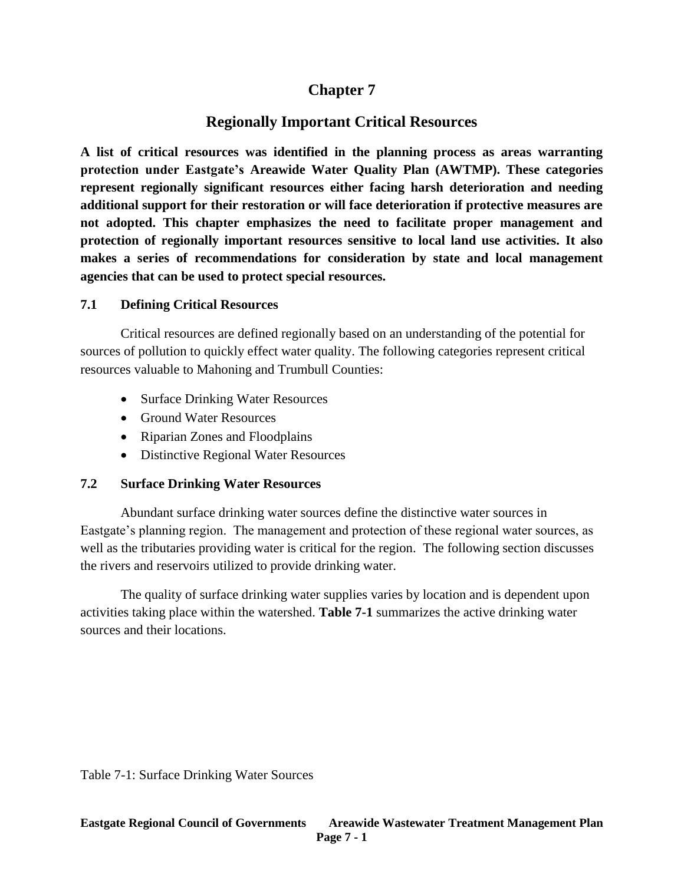# Chapter 7

## Regionally Important Critical Resources

**A list of critical resources was identified in the planning process as areas warranting protection under Eastgate's Areawide Water Quality Plan (AWTMP). These categories represent regionally significant resources either facing harsh deterioration and needing additional support for their restoration or will face deterioration if protective measures are not adopted. This chapter emphasizes the need to facilitate proper management and protection of regionally important resources sensitive to local land use activities. It also makes a series of recommendations for consideration by state and local management agencies that can be used to protect special resources.**

### 7.1 Defining Critical Resources

Critical resources are defined regionally based on an understanding of the potential for sources of pollution to quickly effect water quality. The following categories represent critical resources valuable to Mahoning and Trumbull Counties:

- Surface Drinking Water Resources
- Ground Water Resources
- Riparian Zones and Floodplains
- Distinctive Regional Water Resources

### 7.2 Surface Drinking Water Resources

Abundant surface drinking water sources define the distinctive water sources in Eastgate's planning region. The management and protection of these regional water sources, as well as the tributaries providing water is critical for the region. The following section discusses the rivers and reservoirs utilized to provide drinking water.

The quality of surface drinking water supplies varies by location and is dependent upon activities taking place within the watershed. **Table 7-1** summarizes the active drinking water sources and their locations.

Table 7-1: Surface Drinking Water Sources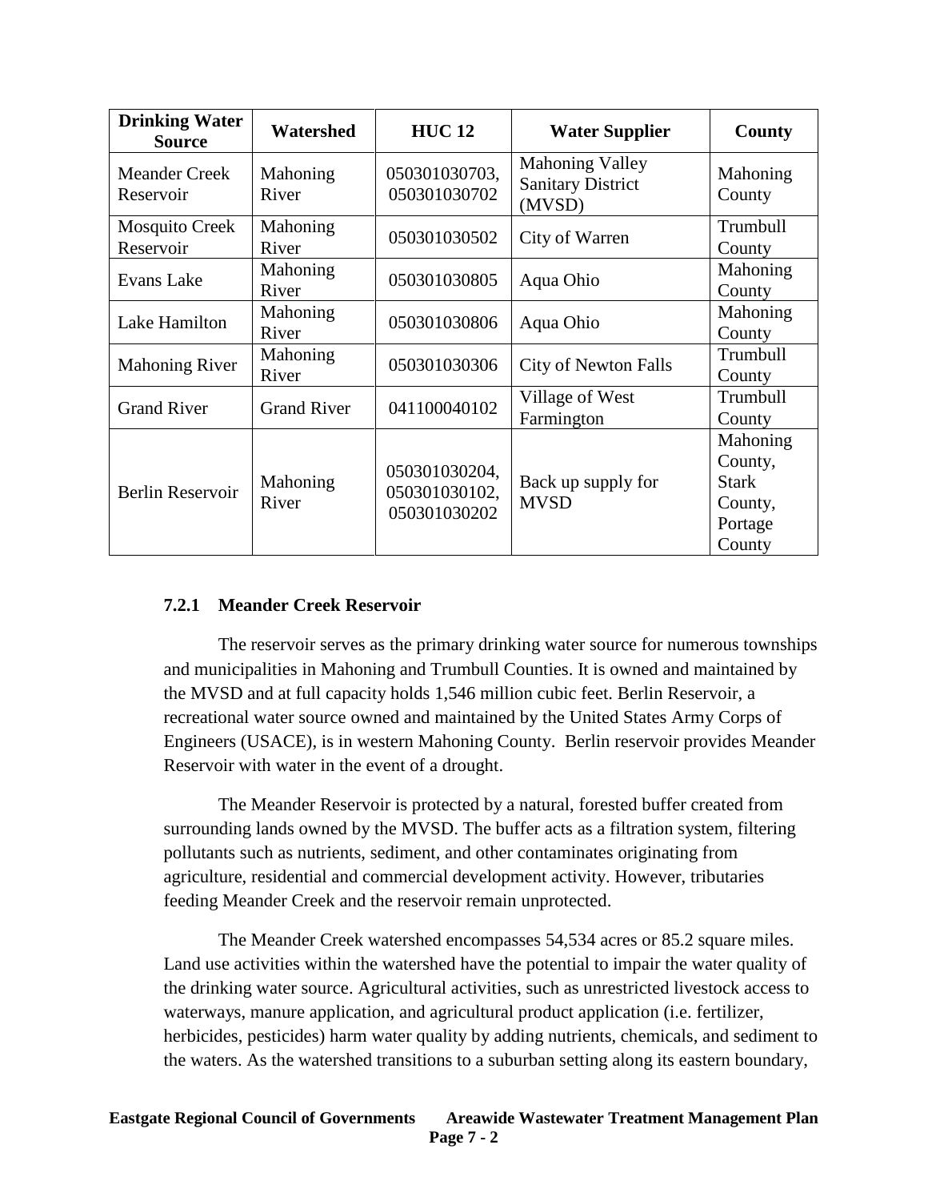| Drinking Water Source | Watershed | HUC 12 | Water Supplier | County |
|---|---|---|---|---|
| Meander Creek Reservoir | Mahoning River | 050301030703, 050301030702 | Mahoning Valley Sanitary District (MVSD) | Mahoning County |
| Mosquito Creek Reservoir | Mahoning River | 050301030502 | City of Warren | Trumbull County |
| Evans Lake | Mahoning River | 050301030805 | Aqua Ohio | Mahoning County |
| Lake Hamilton | Mahoning River | 050301030806 | Aqua Ohio | Mahoning County |
| Mahoning River | Mahoning River | 050301030306 | City of Newton Falls | Trumbull County |
| Grand River | Grand River | 041100040102 | Village of West Farmington | Trumbull County |
| Berlin Reservoir | Mahoning River | 050301030204, 050301030102, 050301030202 | Back up supply for MVSD | Mahoning County, Stark County, Portage County |

### 7.2.1 Meander Creek Reservoir

The reservoir serves as the primary drinking water source for numerous townships and municipalities in Mahoning and Trumbull Counties. It is owned and maintained by the MVSD and at full capacity holds 1,546 million cubic feet. Berlin Reservoir, a recreational water source owned and maintained by the United States Army Corps of Engineers (USACE), is in western Mahoning County. Berlin reservoir provides Meander Reservoir with water in the event of a drought.

The Meander Reservoir is protected by a natural, forested buffer created from surrounding lands owned by the MVSD. The buffer acts as a filtration system, filtering pollutants such as nutrients, sediment, and other contaminates originating from agriculture, residential and commercial development activity. However, tributaries feeding Meander Creek and the reservoir remain unprotected.

The Meander Creek watershed encompasses 54,534 acres or 85.2 square miles. Land use activities within the watershed have the potential to impair the water quality of the drinking water source. Agricultural activities, such as unrestricted livestock access to waterways, manure application, and agricultural product application (i.e. fertilizer, herbicides, pesticides) harm water quality by adding nutrients, chemicals, and sediment to the waters. As the watershed transitions to a suburban setting along its eastern boundary,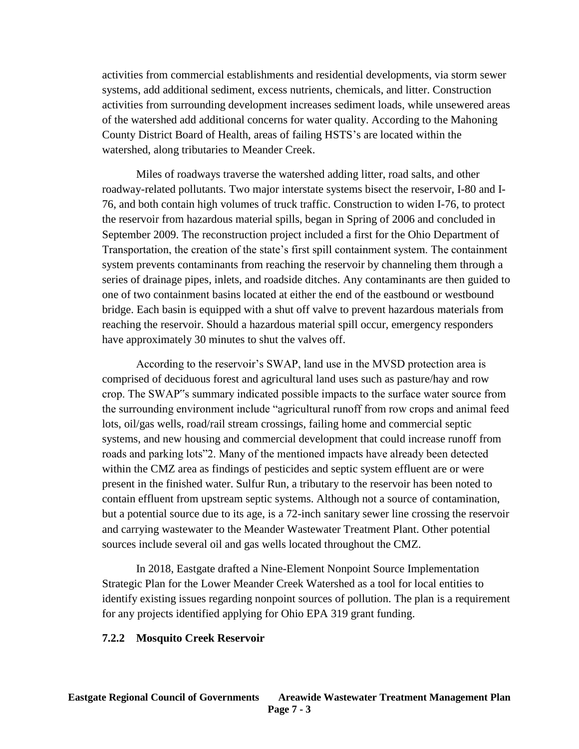activities from commercial establishments and residential developments, via storm sewer systems, add additional sediment, excess nutrients, chemicals, and litter. Construction activities from surrounding development increases sediment loads, while unsewered areas of the watershed add additional concerns for water quality. According to the Mahoning County District Board of Health, areas of failing HSTS's are located within the watershed, along tributaries to Meander Creek.

Miles of roadways traverse the watershed adding litter, road salts, and other roadway-related pollutants. Two major interstate systems bisect the reservoir, I-80 and I-76, and both contain high volumes of truck traffic. Construction to widen I-76, to protect the reservoir from hazardous material spills, began in Spring of 2006 and concluded in September 2009. The reconstruction project included a first for the Ohio Department of Transportation, the creation of the state's first spill containment system. The containment system prevents contaminants from reaching the reservoir by channeling them through a series of drainage pipes, inlets, and roadside ditches. Any contaminants are then guided to one of two containment basins located at either the end of the eastbound or westbound bridge. Each basin is equipped with a shut off valve to prevent hazardous materials from reaching the reservoir. Should a hazardous material spill occur, emergency responders have approximately 30 minutes to shut the valves off.

According to the reservoir's SWAP, land use in the MVSD protection area is comprised of deciduous forest and agricultural land uses such as pasture/hay and row crop. The SWAP"s summary indicated possible impacts to the surface water source from the surrounding environment include "agricultural runoff from row crops and animal feed lots, oil/gas wells, road/rail stream crossings, failing home and commercial septic systems, and new housing and commercial development that could increase runoff from roads and parking lots"2. Many of the mentioned impacts have already been detected within the CMZ area as findings of pesticides and septic system effluent are or were present in the finished water. Sulfur Run, a tributary to the reservoir has been noted to contain effluent from upstream septic systems. Although not a source of contamination, but a potential source due to its age, is a 72-inch sanitary sewer line crossing the reservoir and carrying wastewater to the Meander Wastewater Treatment Plant. Other potential sources include several oil and gas wells located throughout the CMZ.

In 2018, Eastgate drafted a Nine-Element Nonpoint Source Implementation Strategic Plan for the Lower Meander Creek Watershed as a tool for local entities to identify existing issues regarding nonpoint sources of pollution. The plan is a requirement for any projects identified applying for Ohio EPA 319 grant funding.

### 7.2.2 Mosquito Creek Reservoir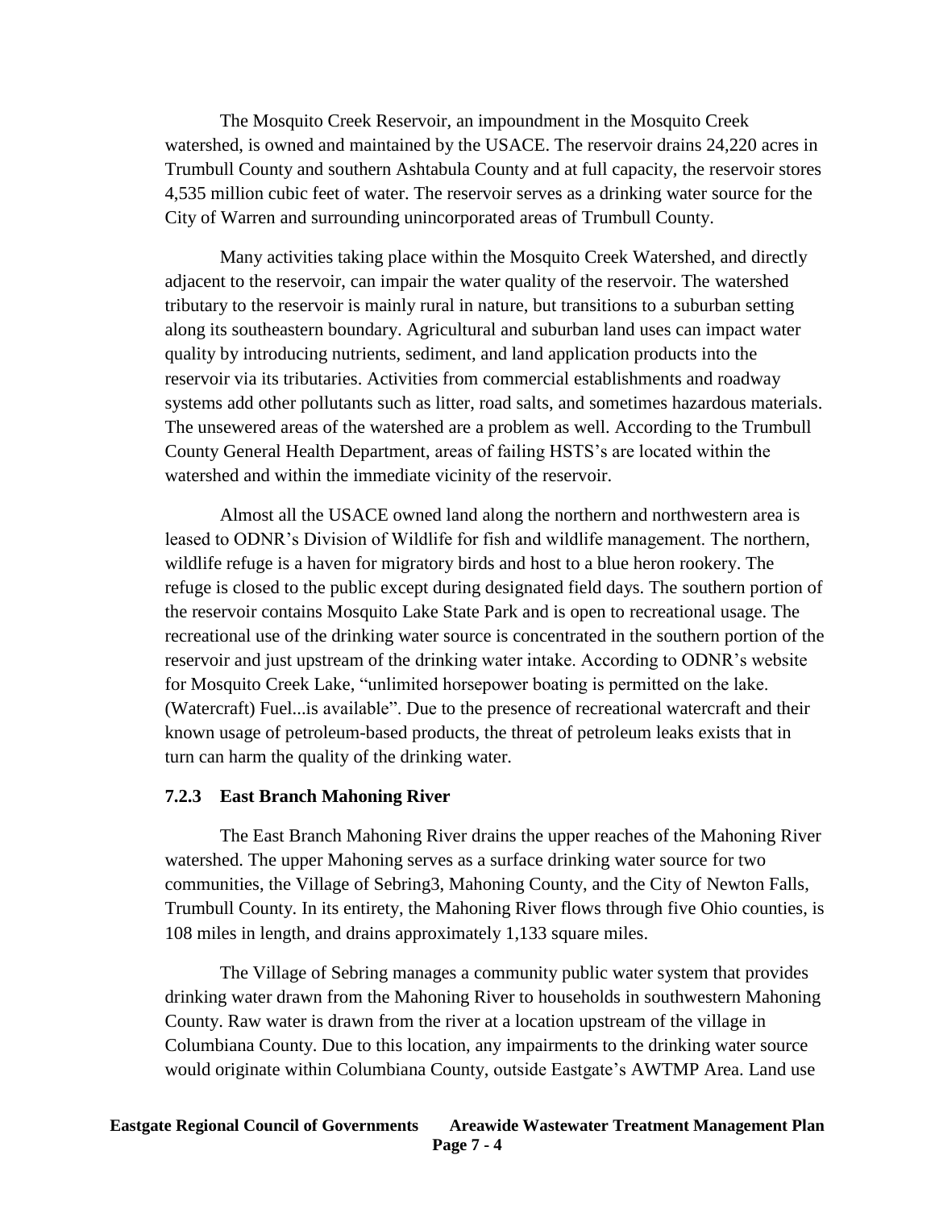The Mosquito Creek Reservoir, an impoundment in the Mosquito Creek watershed, is owned and maintained by the USACE. The reservoir drains 24,220 acres in Trumbull County and southern Ashtabula County and at full capacity, the reservoir stores 4,535 million cubic feet of water. The reservoir serves as a drinking water source for the City of Warren and surrounding unincorporated areas of Trumbull County.

Many activities taking place within the Mosquito Creek Watershed, and directly adjacent to the reservoir, can impair the water quality of the reservoir. The watershed tributary to the reservoir is mainly rural in nature, but transitions to a suburban setting along its southeastern boundary. Agricultural and suburban land uses can impact water quality by introducing nutrients, sediment, and land application products into the reservoir via its tributaries. Activities from commercial establishments and roadway systems add other pollutants such as litter, road salts, and sometimes hazardous materials. The unsewered areas of the watershed are a problem as well. According to the Trumbull County General Health Department, areas of failing HSTS's are located within the watershed and within the immediate vicinity of the reservoir.

Almost all the USACE owned land along the northern and northwestern area is leased to ODNR's Division of Wildlife for fish and wildlife management. The northern, wildlife refuge is a haven for migratory birds and host to a blue heron rookery. The refuge is closed to the public except during designated field days. The southern portion of the reservoir contains Mosquito Lake State Park and is open to recreational usage. The recreational use of the drinking water source is concentrated in the southern portion of the reservoir and just upstream of the drinking water intake. According to ODNR's website for Mosquito Creek Lake, "unlimited horsepower boating is permitted on the lake. (Watercraft) Fuel...is available". Due to the presence of recreational watercraft and their known usage of petroleum-based products, the threat of petroleum leaks exists that in turn can harm the quality of the drinking water.

### 7.2.3 East Branch Mahoning River

The East Branch Mahoning River drains the upper reaches of the Mahoning River watershed. The upper Mahoning serves as a surface drinking water source for two communities, the Village of Sebring3, Mahoning County, and the City of Newton Falls, Trumbull County. In its entirety, the Mahoning River flows through five Ohio counties, is 108 miles in length, and drains approximately 1,133 square miles.

The Village of Sebring manages a community public water system that provides drinking water drawn from the Mahoning River to households in southwestern Mahoning County. Raw water is drawn from the river at a location upstream of the village in Columbiana County. Due to this location, any impairments to the drinking water source would originate within Columbiana County, outside Eastgate's AWTMP Area. Land use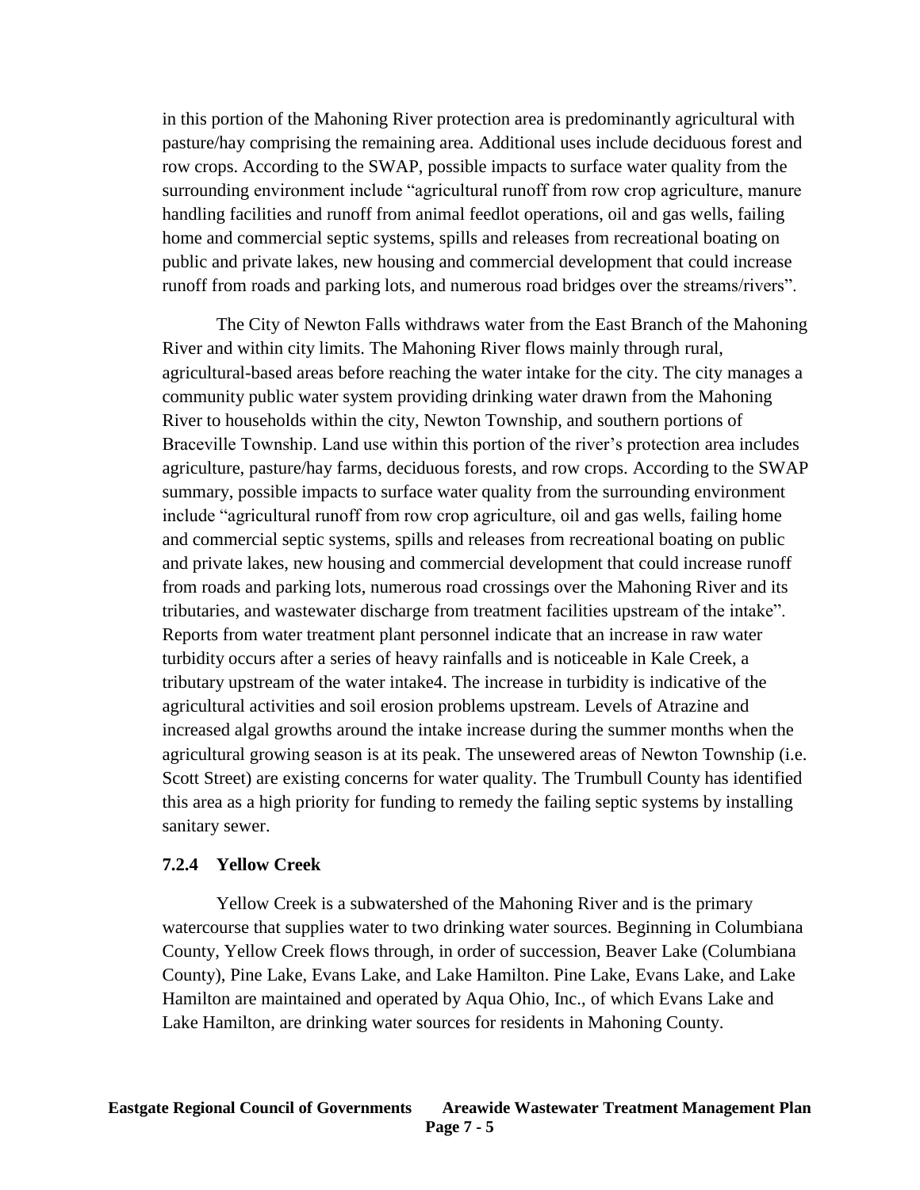in this portion of the Mahoning River protection area is predominantly agricultural with pasture/hay comprising the remaining area. Additional uses include deciduous forest and row crops. According to the SWAP, possible impacts to surface water quality from the surrounding environment include "agricultural runoff from row crop agriculture, manure handling facilities and runoff from animal feedlot operations, oil and gas wells, failing home and commercial septic systems, spills and releases from recreational boating on public and private lakes, new housing and commercial development that could increase runoff from roads and parking lots, and numerous road bridges over the streams/rivers".

The City of Newton Falls withdraws water from the East Branch of the Mahoning River and within city limits. The Mahoning River flows mainly through rural, agricultural-based areas before reaching the water intake for the city. The city manages a community public water system providing drinking water drawn from the Mahoning River to households within the city, Newton Township, and southern portions of Braceville Township. Land use within this portion of the river's protection area includes agriculture, pasture/hay farms, deciduous forests, and row crops. According to the SWAP summary, possible impacts to surface water quality from the surrounding environment include "agricultural runoff from row crop agriculture, oil and gas wells, failing home and commercial septic systems, spills and releases from recreational boating on public and private lakes, new housing and commercial development that could increase runoff from roads and parking lots, numerous road crossings over the Mahoning River and its tributaries, and wastewater discharge from treatment facilities upstream of the intake". Reports from water treatment plant personnel indicate that an increase in raw water turbidity occurs after a series of heavy rainfalls and is noticeable in Kale Creek, a tributary upstream of the water intake4. The increase in turbidity is indicative of the agricultural activities and soil erosion problems upstream. Levels of Atrazine and increased algal growths around the intake increase during the summer months when the agricultural growing season is at its peak. The unsewered areas of Newton Township (i.e. Scott Street) are existing concerns for water quality. The Trumbull County has identified this area as a high priority for funding to remedy the failing septic systems by installing sanitary sewer.

### 7.2.4 Yellow Creek

Yellow Creek is a subwatershed of the Mahoning River and is the primary watercourse that supplies water to two drinking water sources. Beginning in Columbiana County, Yellow Creek flows through, in order of succession, Beaver Lake (Columbiana County), Pine Lake, Evans Lake, and Lake Hamilton. Pine Lake, Evans Lake, and Lake Hamilton are maintained and operated by Aqua Ohio, Inc., of which Evans Lake and Lake Hamilton, are drinking water sources for residents in Mahoning County.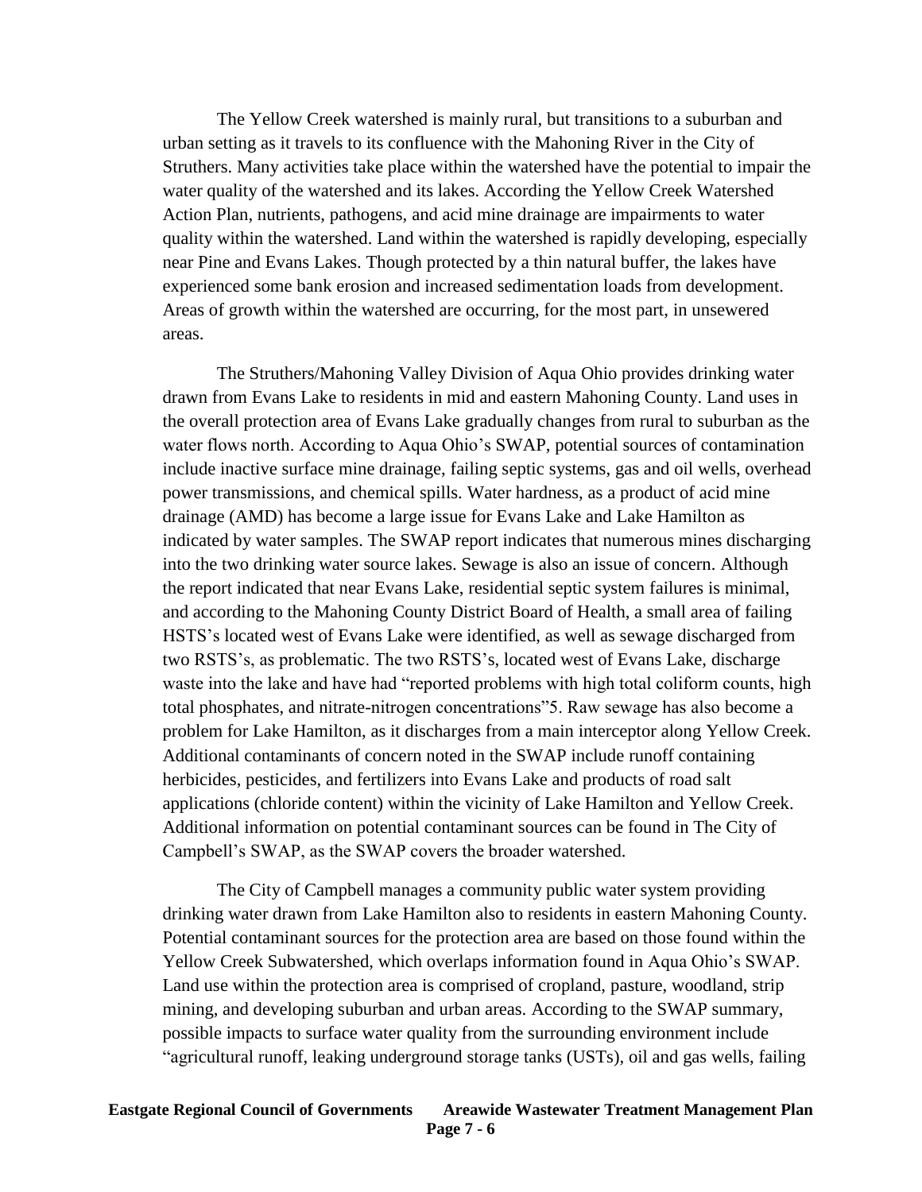The Yellow Creek watershed is mainly rural, but transitions to a suburban and urban setting as it travels to its confluence with the Mahoning River in the City of Struthers. Many activities take place within the watershed have the potential to impair the water quality of the watershed and its lakes. According the Yellow Creek Watershed Action Plan, nutrients, pathogens, and acid mine drainage are impairments to water quality within the watershed. Land within the watershed is rapidly developing, especially near Pine and Evans Lakes. Though protected by a thin natural buffer, the lakes have experienced some bank erosion and increased sedimentation loads from development. Areas of growth within the watershed are occurring, for the most part, in unsewered areas.

The Struthers/Mahoning Valley Division of Aqua Ohio provides drinking water drawn from Evans Lake to residents in mid and eastern Mahoning County. Land uses in the overall protection area of Evans Lake gradually changes from rural to suburban as the water flows north. According to Aqua Ohio's SWAP, potential sources of contamination include inactive surface mine drainage, failing septic systems, gas and oil wells, overhead power transmissions, and chemical spills. Water hardness, as a product of acid mine drainage (AMD) has become a large issue for Evans Lake and Lake Hamilton as indicated by water samples. The SWAP report indicates that numerous mines discharging into the two drinking water source lakes. Sewage is also an issue of concern. Although the report indicated that near Evans Lake, residential septic system failures is minimal, and according to the Mahoning County District Board of Health, a small area of failing HSTS's located west of Evans Lake were identified, as well as sewage discharged from two RSTS's, as problematic. The two RSTS's, located west of Evans Lake, discharge waste into the lake and have had "reported problems with high total coliform counts, high total phosphates, and nitrate-nitrogen concentrations"[5]. Raw sewage has also become a problem for Lake Hamilton, as it discharges from a main interceptor along Yellow Creek. Additional contaminants of concern noted in the SWAP include runoff containing herbicides, pesticides, and fertilizers into Evans Lake and products of road salt applications (chloride content) within the vicinity of Lake Hamilton and Yellow Creek. Additional information on potential contaminant sources can be found in The City of Campbell's SWAP, as the SWAP covers the broader watershed.

The City of Campbell manages a community public water system providing drinking water drawn from Lake Hamilton also to residents in eastern Mahoning County. Potential contaminant sources for the protection area are based on those found within the Yellow Creek Subwatershed, which overlaps information found in Aqua Ohio's SWAP. Land use within the protection area is comprised of cropland, pasture, woodland, strip mining, and developing suburban and urban areas. According to the SWAP summary, possible impacts to surface water quality from the surrounding environment include "agricultural runoff, leaking underground storage tanks (USTs), oil and gas wells, failing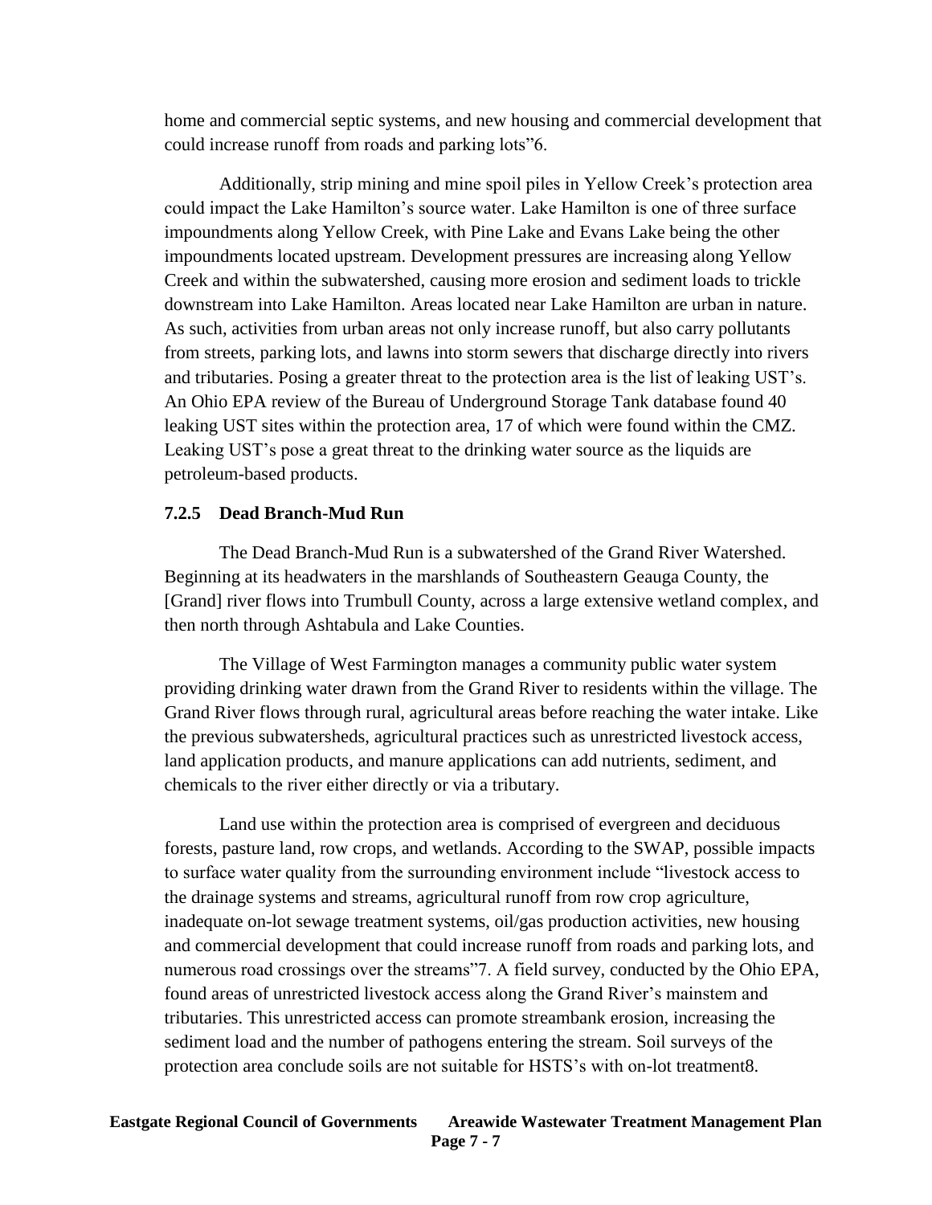home and commercial septic systems, and new housing and commercial development that could increase runoff from roads and parking lots"6.

Additionally, strip mining and mine spoil piles in Yellow Creek's protection area could impact the Lake Hamilton's source water. Lake Hamilton is one of three surface impoundments along Yellow Creek, with Pine Lake and Evans Lake being the other impoundments located upstream. Development pressures are increasing along Yellow Creek and within the subwatershed, causing more erosion and sediment loads to trickle downstream into Lake Hamilton. Areas located near Lake Hamilton are urban in nature. As such, activities from urban areas not only increase runoff, but also carry pollutants from streets, parking lots, and lawns into storm sewers that discharge directly into rivers and tributaries. Posing a greater threat to the protection area is the list of leaking UST's. An Ohio EPA review of the Bureau of Underground Storage Tank database found 40 leaking UST sites within the protection area, 17 of which were found within the CMZ. Leaking UST's pose a great threat to the drinking water source as the liquids are petroleum-based products.

### 7.2.5 Dead Branch-Mud Run

The Dead Branch-Mud Run is a subwatershed of the Grand River Watershed. Beginning at its headwaters in the marshlands of Southeastern Geauga County, the [Grand] river flows into Trumbull County, across a large extensive wetland complex, and then north through Ashtabula and Lake Counties.

The Village of West Farmington manages a community public water system providing drinking water drawn from the Grand River to residents within the village. The Grand River flows through rural, agricultural areas before reaching the water intake. Like the previous subwatersheds, agricultural practices such as unrestricted livestock access, land application products, and manure applications can add nutrients, sediment, and chemicals to the river either directly or via a tributary.

Land use within the protection area is comprised of evergreen and deciduous forests, pasture land, row crops, and wetlands. According to the SWAP, possible impacts to surface water quality from the surrounding environment include "livestock access to the drainage systems and streams, agricultural runoff from row crop agriculture, inadequate on-lot sewage treatment systems, oil/gas production activities, new housing and commercial development that could increase runoff from roads and parking lots, and numerous road crossings over the streams"7. A field survey, conducted by the Ohio EPA, found areas of unrestricted livestock access along the Grand River's mainstem and tributaries. This unrestricted access can promote streambank erosion, increasing the sediment load and the number of pathogens entering the stream. Soil surveys of the protection area conclude soils are not suitable for HSTS's with on-lot treatment8.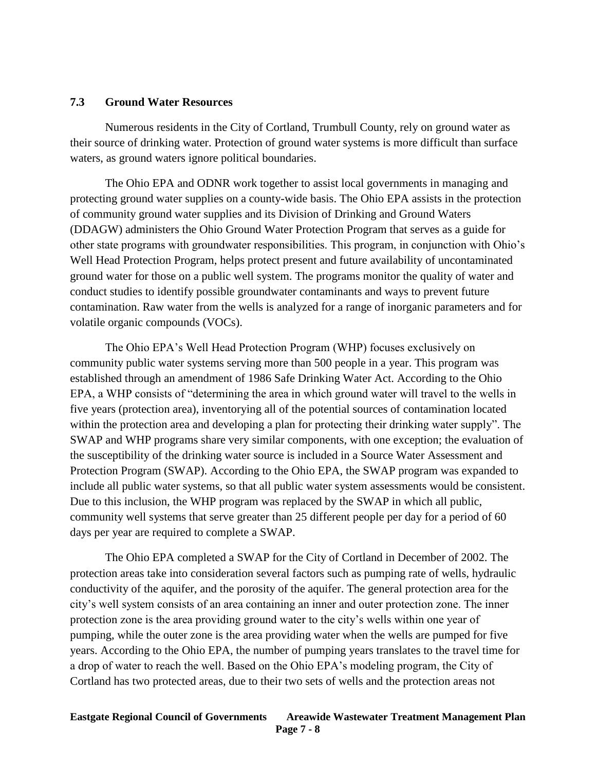### 7.3 Ground Water Resources

Numerous residents in the City of Cortland, Trumbull County, rely on ground water as their source of drinking water. Protection of ground water systems is more difficult than surface waters, as ground waters ignore political boundaries.

The Ohio EPA and ODNR work together to assist local governments in managing and protecting ground water supplies on a county-wide basis. The Ohio EPA assists in the protection of community ground water supplies and its Division of Drinking and Ground Waters (DDAGW) administers the Ohio Ground Water Protection Program that serves as a guide for other state programs with groundwater responsibilities. This program, in conjunction with Ohio's Well Head Protection Program, helps protect present and future availability of uncontaminated ground water for those on a public well system. The programs monitor the quality of water and conduct studies to identify possible groundwater contaminants and ways to prevent future contamination. Raw water from the wells is analyzed for a range of inorganic parameters and for volatile organic compounds (VOCs).

The Ohio EPA's Well Head Protection Program (WHP) focuses exclusively on community public water systems serving more than 500 people in a year. This program was established through an amendment of 1986 Safe Drinking Water Act. According to the Ohio EPA, a WHP consists of "determining the area in which ground water will travel to the wells in five years (protection area), inventorying all of the potential sources of contamination located within the protection area and developing a plan for protecting their drinking water supply". The SWAP and WHP programs share very similar components, with one exception; the evaluation of the susceptibility of the drinking water source is included in a Source Water Assessment and Protection Program (SWAP). According to the Ohio EPA, the SWAP program was expanded to include all public water systems, so that all public water system assessments would be consistent. Due to this inclusion, the WHP program was replaced by the SWAP in which all public, community well systems that serve greater than 25 different people per day for a period of 60 days per year are required to complete a SWAP.

The Ohio EPA completed a SWAP for the City of Cortland in December of 2002. The protection areas take into consideration several factors such as pumping rate of wells, hydraulic conductivity of the aquifer, and the porosity of the aquifer. The general protection area for the city's well system consists of an area containing an inner and outer protection zone. The inner protection zone is the area providing ground water to the city's wells within one year of pumping, while the outer zone is the area providing water when the wells are pumped for five years. According to the Ohio EPA, the number of pumping years translates to the travel time for a drop of water to reach the well. Based on the Ohio EPA's modeling program, the City of Cortland has two protected areas, due to their two sets of wells and the protection areas not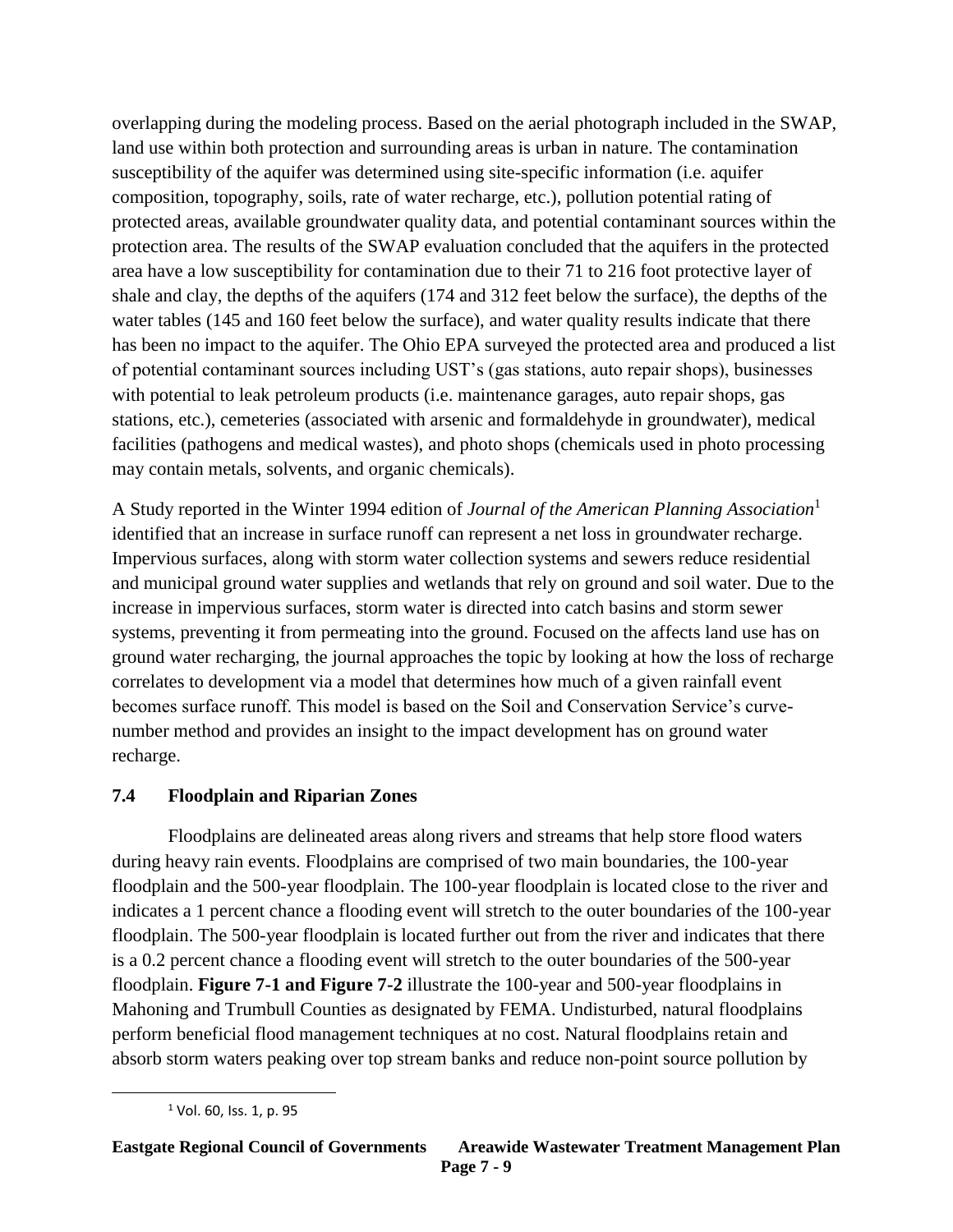overlapping during the modeling process. Based on the aerial photograph included in the SWAP, land use within both protection and surrounding areas is urban in nature. The contamination susceptibility of the aquifer was determined using site-specific information (i.e. aquifer composition, topography, soils, rate of water recharge, etc.), pollution potential rating of protected areas, available groundwater quality data, and potential contaminant sources within the protection area. The results of the SWAP evaluation concluded that the aquifers in the protected area have a low susceptibility for contamination due to their 71 to 216 foot protective layer of shale and clay, the depths of the aquifers (174 and 312 feet below the surface), the depths of the water tables (145 and 160 feet below the surface), and water quality results indicate that there has been no impact to the aquifer. The Ohio EPA surveyed the protected area and produced a list of potential contaminant sources including UST's (gas stations, auto repair shops), businesses with potential to leak petroleum products (i.e. maintenance garages, auto repair shops, gas stations, etc.), cemeteries (associated with arsenic and formaldehyde in groundwater), medical facilities (pathogens and medical wastes), and photo shops (chemicals used in photo processing may contain metals, solvents, and organic chemicals).

A Study reported in the Winter 1994 edition of *Journal of the American Planning Association*[1] identified that an increase in surface runoff can represent a net loss in groundwater recharge. Impervious surfaces, along with storm water collection systems and sewers reduce residential and municipal ground water supplies and wetlands that rely on ground and soil water. Due to the increase in impervious surfaces, storm water is directed into catch basins and storm sewer systems, preventing it from permeating into the ground. Focused on the affects land use has on ground water recharging, the journal approaches the topic by looking at how the loss of recharge correlates to development via a model that determines how much of a given rainfall event becomes surface runoff. This model is based on the Soil and Conservation Service's curve-number method and provides an insight to the impact development has on ground water recharge.

### 7.4 Floodplain and Riparian Zones

Floodplains are delineated areas along rivers and streams that help store flood waters during heavy rain events. Floodplains are comprised of two main boundaries, the 100-year floodplain and the 500-year floodplain. The 100-year floodplain is located close to the river and indicates a 1 percent chance a flooding event will stretch to the outer boundaries of the 100-year floodplain. The 500-year floodplain is located further out from the river and indicates that there is a 0.2 percent chance a flooding event will stretch to the outer boundaries of the 500-year floodplain. **Figure 7-1 and Figure 7-2** illustrate the 100-year and 500-year floodplains in Mahoning and Trumbull Counties as designated by FEMA. Undisturbed, natural floodplains perform beneficial flood management techniques at no cost. Natural floodplains retain and absorb storm waters peaking over top stream banks and reduce non-point source pollution by

[1] Vol. 60, Iss. 1, p. 95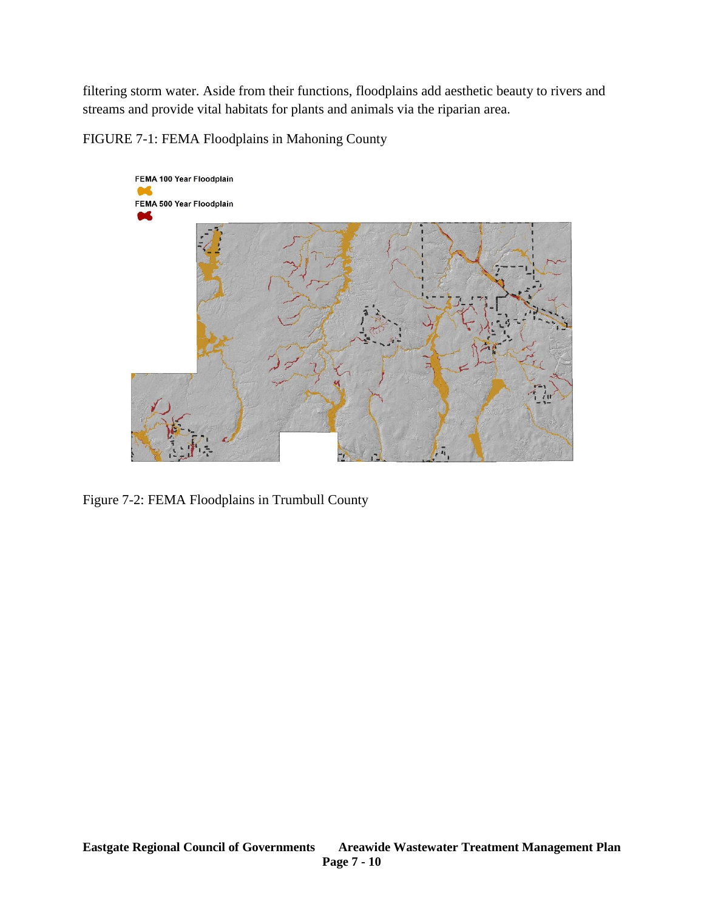filtering storm water. Aside from their functions, floodplains add aesthetic beauty to rivers and streams and provide vital habitats for plants and animals via the riparian area.

FIGURE 7-1: FEMA Floodplains in Mahoning County

FEMA 100 Year Floodplain

FEMA 500 Year Floodplain

Figure 7-2: FEMA Floodplains in Trumbull County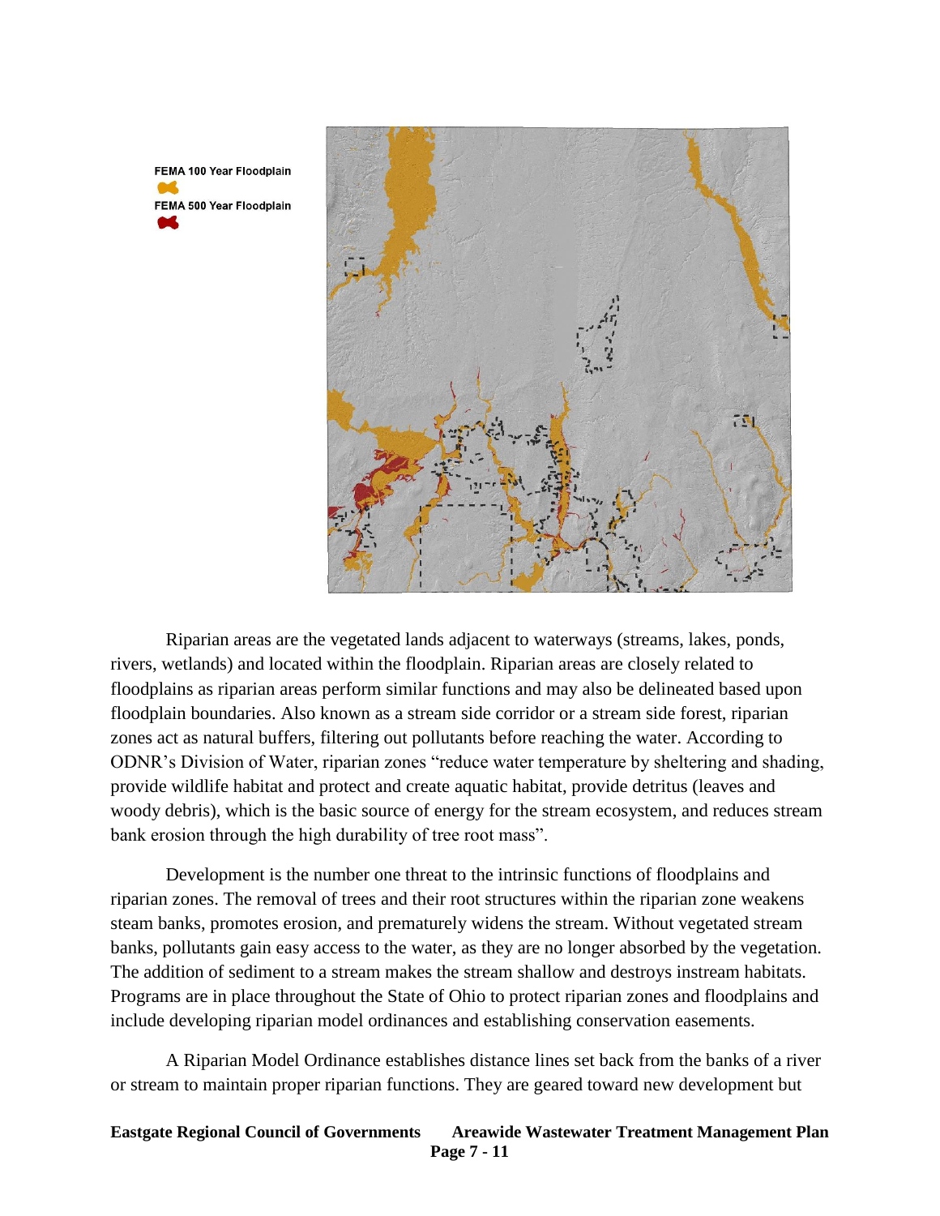FEMA 100 Year Floodplain

FEMA 500 Year Floodplain

Riparian areas are the vegetated lands adjacent to waterways (streams, lakes, ponds, rivers, wetlands) and located within the floodplain. Riparian areas are closely related to floodplains as riparian areas perform similar functions and may also be delineated based upon floodplain boundaries. Also known as a stream side corridor or a stream side forest, riparian zones act as natural buffers, filtering out pollutants before reaching the water. According to ODNR's Division of Water, riparian zones "reduce water temperature by sheltering and shading, provide wildlife habitat and protect and create aquatic habitat, provide detritus (leaves and woody debris), which is the basic source of energy for the stream ecosystem, and reduces stream bank erosion through the high durability of tree root mass".

Development is the number one threat to the intrinsic functions of floodplains and riparian zones. The removal of trees and their root structures within the riparian zone weakens steam banks, promotes erosion, and prematurely widens the stream. Without vegetated stream banks, pollutants gain easy access to the water, as they are no longer absorbed by the vegetation. The addition of sediment to a stream makes the stream shallow and destroys instream habitats. Programs are in place throughout the State of Ohio to protect riparian zones and floodplains and include developing riparian model ordinances and establishing conservation easements.

A Riparian Model Ordinance establishes distance lines set back from the banks of a river or stream to maintain proper riparian functions. They are geared toward new development but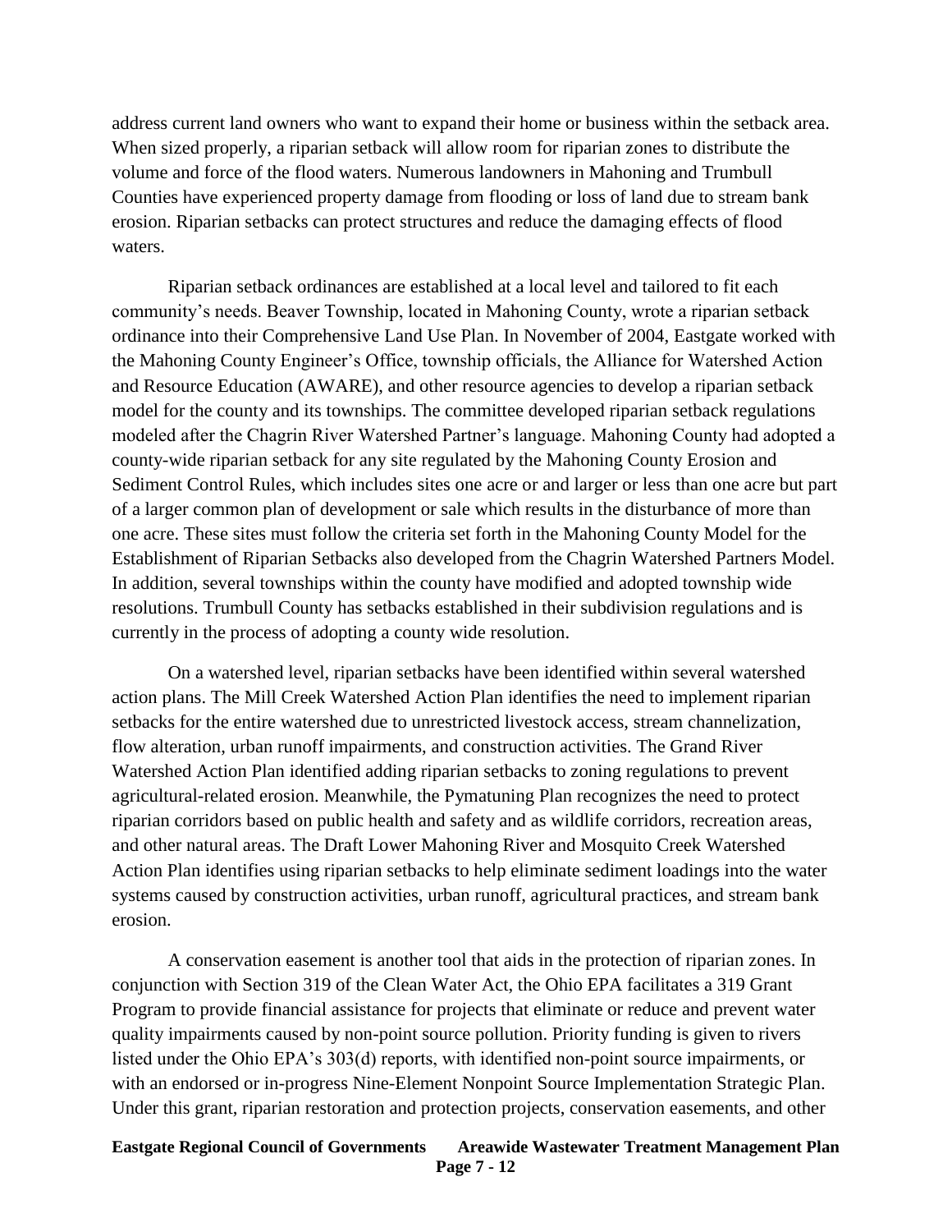address current land owners who want to expand their home or business within the setback area. When sized properly, a riparian setback will allow room for riparian zones to distribute the volume and force of the flood waters. Numerous landowners in Mahoning and Trumbull Counties have experienced property damage from flooding or loss of land due to stream bank erosion. Riparian setbacks can protect structures and reduce the damaging effects of flood waters.

Riparian setback ordinances are established at a local level and tailored to fit each community's needs. Beaver Township, located in Mahoning County, wrote a riparian setback ordinance into their Comprehensive Land Use Plan. In November of 2004, Eastgate worked with the Mahoning County Engineer's Office, township officials, the Alliance for Watershed Action and Resource Education (AWARE), and other resource agencies to develop a riparian setback model for the county and its townships. The committee developed riparian setback regulations modeled after the Chagrin River Watershed Partner's language. Mahoning County had adopted a county-wide riparian setback for any site regulated by the Mahoning County Erosion and Sediment Control Rules, which includes sites one acre or and larger or less than one acre but part of a larger common plan of development or sale which results in the disturbance of more than one acre. These sites must follow the criteria set forth in the Mahoning County Model for the Establishment of Riparian Setbacks also developed from the Chagrin Watershed Partners Model. In addition, several townships within the county have modified and adopted township wide resolutions. Trumbull County has setbacks established in their subdivision regulations and is currently in the process of adopting a county wide resolution.

On a watershed level, riparian setbacks have been identified within several watershed action plans. The Mill Creek Watershed Action Plan identifies the need to implement riparian setbacks for the entire watershed due to unrestricted livestock access, stream channelization, flow alteration, urban runoff impairments, and construction activities. The Grand River Watershed Action Plan identified adding riparian setbacks to zoning regulations to prevent agricultural-related erosion. Meanwhile, the Pymatuning Plan recognizes the need to protect riparian corridors based on public health and safety and as wildlife corridors, recreation areas, and other natural areas. The Draft Lower Mahoning River and Mosquito Creek Watershed Action Plan identifies using riparian setbacks to help eliminate sediment loadings into the water systems caused by construction activities, urban runoff, agricultural practices, and stream bank erosion.

A conservation easement is another tool that aids in the protection of riparian zones. In conjunction with Section 319 of the Clean Water Act, the Ohio EPA facilitates a 319 Grant Program to provide financial assistance for projects that eliminate or reduce and prevent water quality impairments caused by non-point source pollution. Priority funding is given to rivers listed under the Ohio EPA's 303(d) reports, with identified non-point source impairments, or with an endorsed or in-progress Nine-Element Nonpoint Source Implementation Strategic Plan. Under this grant, riparian restoration and protection projects, conservation easements, and other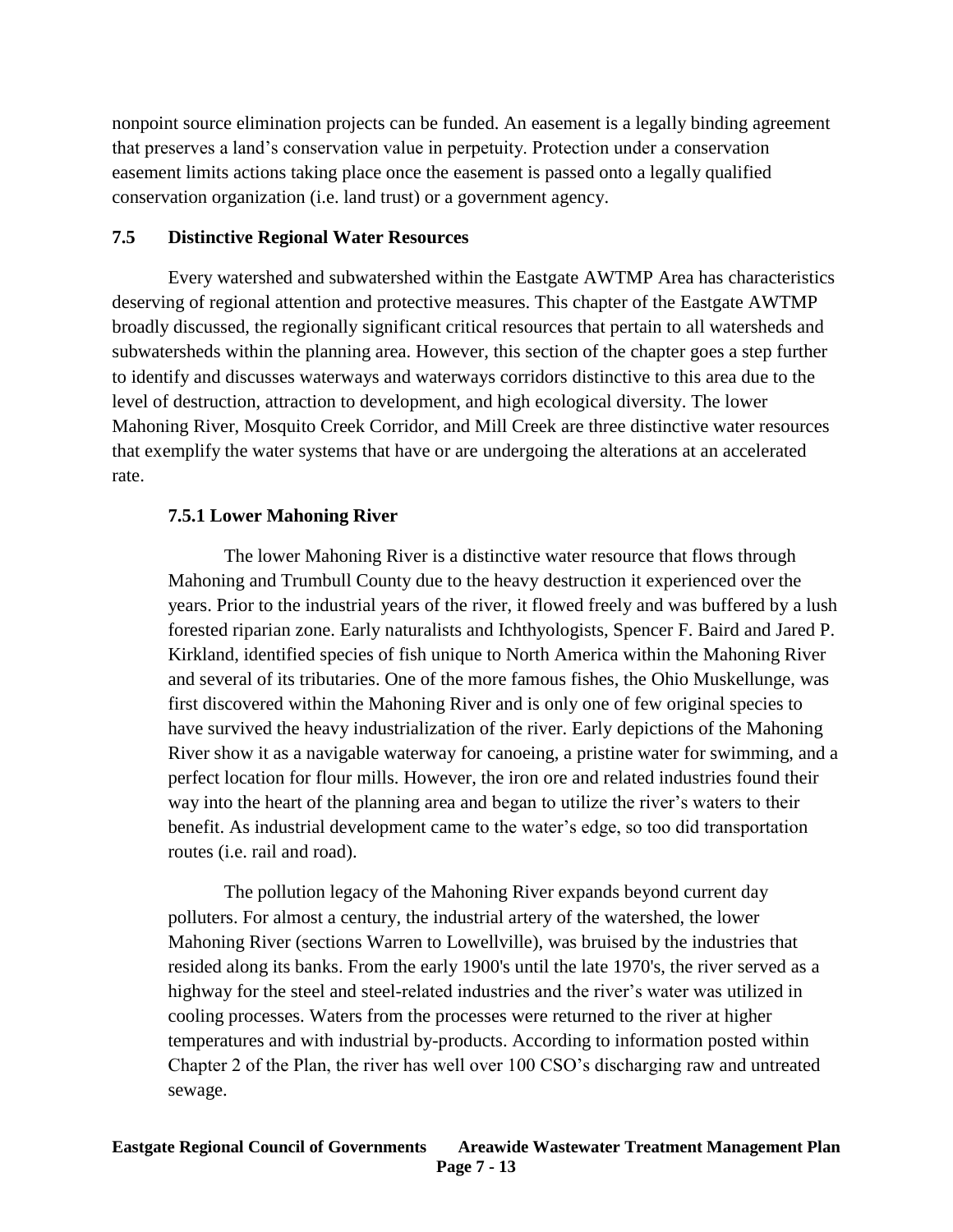nonpoint source elimination projects can be funded. An easement is a legally binding agreement that preserves a land's conservation value in perpetuity. Protection under a conservation easement limits actions taking place once the easement is passed onto a legally qualified conservation organization (i.e. land trust) or a government agency.

## 7.5 Distinctive Regional Water Resources

Every watershed and subwatershed within the Eastgate AWTMP Area has characteristics deserving of regional attention and protective measures. This chapter of the Eastgate AWTMP broadly discussed, the regionally significant critical resources that pertain to all watersheds and subwatersheds within the planning area. However, this section of the chapter goes a step further to identify and discusses waterways and waterways corridors distinctive to this area due to the level of destruction, attraction to development, and high ecological diversity. The lower Mahoning River, Mosquito Creek Corridor, and Mill Creek are three distinctive water resources that exemplify the water systems that have or are undergoing the alterations at an accelerated rate.

### 7.5.1 Lower Mahoning River

The lower Mahoning River is a distinctive water resource that flows through Mahoning and Trumbull County due to the heavy destruction it experienced over the years. Prior to the industrial years of the river, it flowed freely and was buffered by a lush forested riparian zone. Early naturalists and Ichthyologists, Spencer F. Baird and Jared P. Kirkland, identified species of fish unique to North America within the Mahoning River and several of its tributaries. One of the more famous fishes, the Ohio Muskellunge, was first discovered within the Mahoning River and is only one of few original species to have survived the heavy industrialization of the river. Early depictions of the Mahoning River show it as a navigable waterway for canoeing, a pristine water for swimming, and a perfect location for flour mills. However, the iron ore and related industries found their way into the heart of the planning area and began to utilize the river's waters to their benefit. As industrial development came to the water's edge, so too did transportation routes (i.e. rail and road).

The pollution legacy of the Mahoning River expands beyond current day polluters. For almost a century, the industrial artery of the watershed, the lower Mahoning River (sections Warren to Lowellville), was bruised by the industries that resided along its banks. From the early 1900's until the late 1970's, the river served as a highway for the steel and steel-related industries and the river's water was utilized in cooling processes. Waters from the processes were returned to the river at higher temperatures and with industrial by-products. According to information posted within Chapter 2 of the Plan, the river has well over 100 CSO's discharging raw and untreated sewage.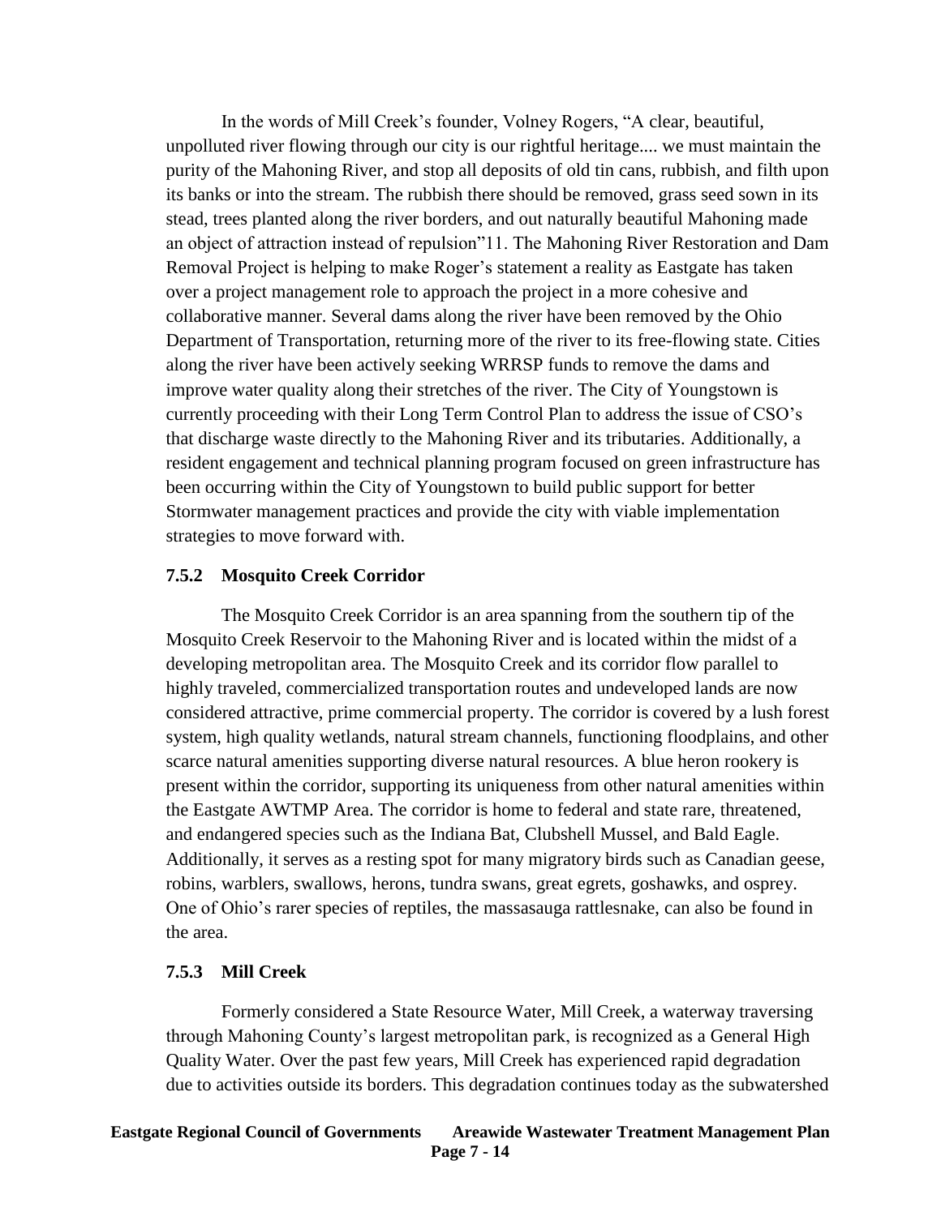In the words of Mill Creek's founder, Volney Rogers, "A clear, beautiful, unpolluted river flowing through our city is our rightful heritage.... we must maintain the purity of the Mahoning River, and stop all deposits of old tin cans, rubbish, and filth upon its banks or into the stream. The rubbish there should be removed, grass seed sown in its stead, trees planted along the river borders, and out naturally beautiful Mahoning made an object of attraction instead of repulsion"11. The Mahoning River Restoration and Dam Removal Project is helping to make Roger's statement a reality as Eastgate has taken over a project management role to approach the project in a more cohesive and collaborative manner. Several dams along the river have been removed by the Ohio Department of Transportation, returning more of the river to its free-flowing state. Cities along the river have been actively seeking WRRSP funds to remove the dams and improve water quality along their stretches of the river. The City of Youngstown is currently proceeding with their Long Term Control Plan to address the issue of CSO's that discharge waste directly to the Mahoning River and its tributaries. Additionally, a resident engagement and technical planning program focused on green infrastructure has been occurring within the City of Youngstown to build public support for better Stormwater management practices and provide the city with viable implementation strategies to move forward with.

### 7.5.2 Mosquito Creek Corridor

The Mosquito Creek Corridor is an area spanning from the southern tip of the Mosquito Creek Reservoir to the Mahoning River and is located within the midst of a developing metropolitan area. The Mosquito Creek and its corridor flow parallel to highly traveled, commercialized transportation routes and undeveloped lands are now considered attractive, prime commercial property. The corridor is covered by a lush forest system, high quality wetlands, natural stream channels, functioning floodplains, and other scarce natural amenities supporting diverse natural resources. A blue heron rookery is present within the corridor, supporting its uniqueness from other natural amenities within the Eastgate AWTMP Area. The corridor is home to federal and state rare, threatened, and endangered species such as the Indiana Bat, Clubshell Mussel, and Bald Eagle. Additionally, it serves as a resting spot for many migratory birds such as Canadian geese, robins, warblers, swallows, herons, tundra swans, great egrets, goshawks, and osprey. One of Ohio's rarer species of reptiles, the massasauga rattlesnake, can also be found in the area.

### 7.5.3 Mill Creek

Formerly considered a State Resource Water, Mill Creek, a waterway traversing through Mahoning County's largest metropolitan park, is recognized as a General High Quality Water. Over the past few years, Mill Creek has experienced rapid degradation due to activities outside its borders. This degradation continues today as the subwatershed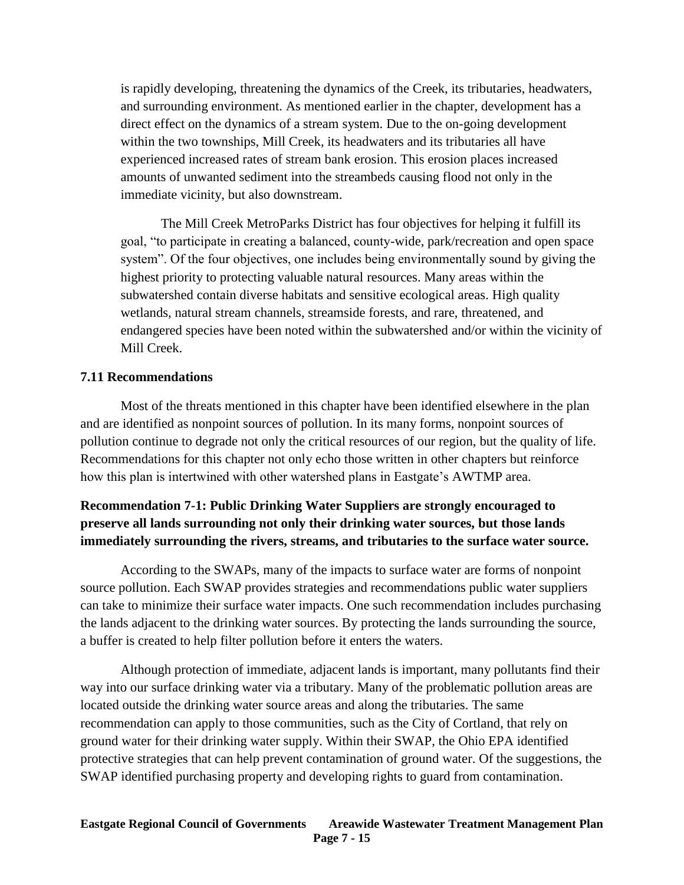is rapidly developing, threatening the dynamics of the Creek, its tributaries, headwaters, and surrounding environment. As mentioned earlier in the chapter, development has a direct effect on the dynamics of a stream system. Due to the on-going development within the two townships, Mill Creek, its headwaters and its tributaries all have experienced increased rates of stream bank erosion. This erosion places increased amounts of unwanted sediment into the streambeds causing flood not only in the immediate vicinity, but also downstream.

The Mill Creek MetroParks District has four objectives for helping it fulfill its goal, "to participate in creating a balanced, county-wide, park/recreation and open space system". Of the four objectives, one includes being environmentally sound by giving the highest priority to protecting valuable natural resources. Many areas within the subwatershed contain diverse habitats and sensitive ecological areas. High quality wetlands, natural stream channels, streamside forests, and rare, threatened, and endangered species have been noted within the subwatershed and/or within the vicinity of Mill Creek.

### 7.11 Recommendations

Most of the threats mentioned in this chapter have been identified elsewhere in the plan and are identified as nonpoint sources of pollution. In its many forms, nonpoint sources of pollution continue to degrade not only the critical resources of our region, but the quality of life. Recommendations for this chapter not only echo those written in other chapters but reinforce how this plan is intertwined with other watershed plans in Eastgate's AWTMP area.

**Recommendation 7-1: Public Drinking Water Suppliers are strongly encouraged to preserve all lands surrounding not only their drinking water sources, but those lands immediately surrounding the rivers, streams, and tributaries to the surface water source.**

According to the SWAPs, many of the impacts to surface water are forms of nonpoint source pollution. Each SWAP provides strategies and recommendations public water suppliers can take to minimize their surface water impacts. One such recommendation includes purchasing the lands adjacent to the drinking water sources. By protecting the lands surrounding the source, a buffer is created to help filter pollution before it enters the waters.

Although protection of immediate, adjacent lands is important, many pollutants find their way into our surface drinking water via a tributary. Many of the problematic pollution areas are located outside the drinking water source areas and along the tributaries. The same recommendation can apply to those communities, such as the City of Cortland, that rely on ground water for their drinking water supply. Within their SWAP, the Ohio EPA identified protective strategies that can help prevent contamination of ground water. Of the suggestions, the SWAP identified purchasing property and developing rights to guard from contamination.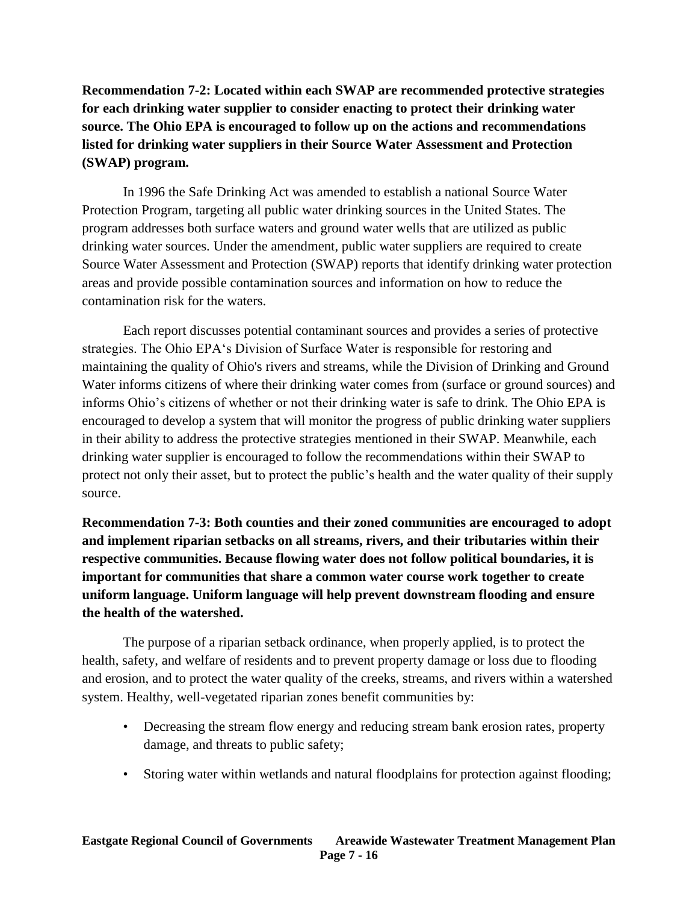**Recommendation 7-2: Located within each SWAP are recommended protective strategies for each drinking water supplier to consider enacting to protect their drinking water source. The Ohio EPA is encouraged to follow up on the actions and recommendations listed for drinking water suppliers in their Source Water Assessment and Protection (SWAP) program.**

In 1996 the Safe Drinking Act was amended to establish a national Source Water Protection Program, targeting all public water drinking sources in the United States. The program addresses both surface waters and ground water wells that are utilized as public drinking water sources. Under the amendment, public water suppliers are required to create Source Water Assessment and Protection (SWAP) reports that identify drinking water protection areas and provide possible contamination sources and information on how to reduce the contamination risk for the waters.

Each report discusses potential contaminant sources and provides a series of protective strategies. The Ohio EPA's Division of Surface Water is responsible for restoring and maintaining the quality of Ohio's rivers and streams, while the Division of Drinking and Ground Water informs citizens of where their drinking water comes from (surface or ground sources) and informs Ohio's citizens of whether or not their drinking water is safe to drink. The Ohio EPA is encouraged to develop a system that will monitor the progress of public drinking water suppliers in their ability to address the protective strategies mentioned in their SWAP. Meanwhile, each drinking water supplier is encouraged to follow the recommendations within their SWAP to protect not only their asset, but to protect the public's health and the water quality of their supply source.

**Recommendation 7-3: Both counties and their zoned communities are encouraged to adopt and implement riparian setbacks on all streams, rivers, and their tributaries within their respective communities. Because flowing water does not follow political boundaries, it is important for communities that share a common water course work together to create uniform language. Uniform language will help prevent downstream flooding and ensure the health of the watershed.**

The purpose of a riparian setback ordinance, when properly applied, is to protect the health, safety, and welfare of residents and to prevent property damage or loss due to flooding and erosion, and to protect the water quality of the creeks, streams, and rivers within a watershed system. Healthy, well-vegetated riparian zones benefit communities by:

- Decreasing the stream flow energy and reducing stream bank erosion rates, property damage, and threats to public safety;
- Storing water within wetlands and natural floodplains for protection against flooding;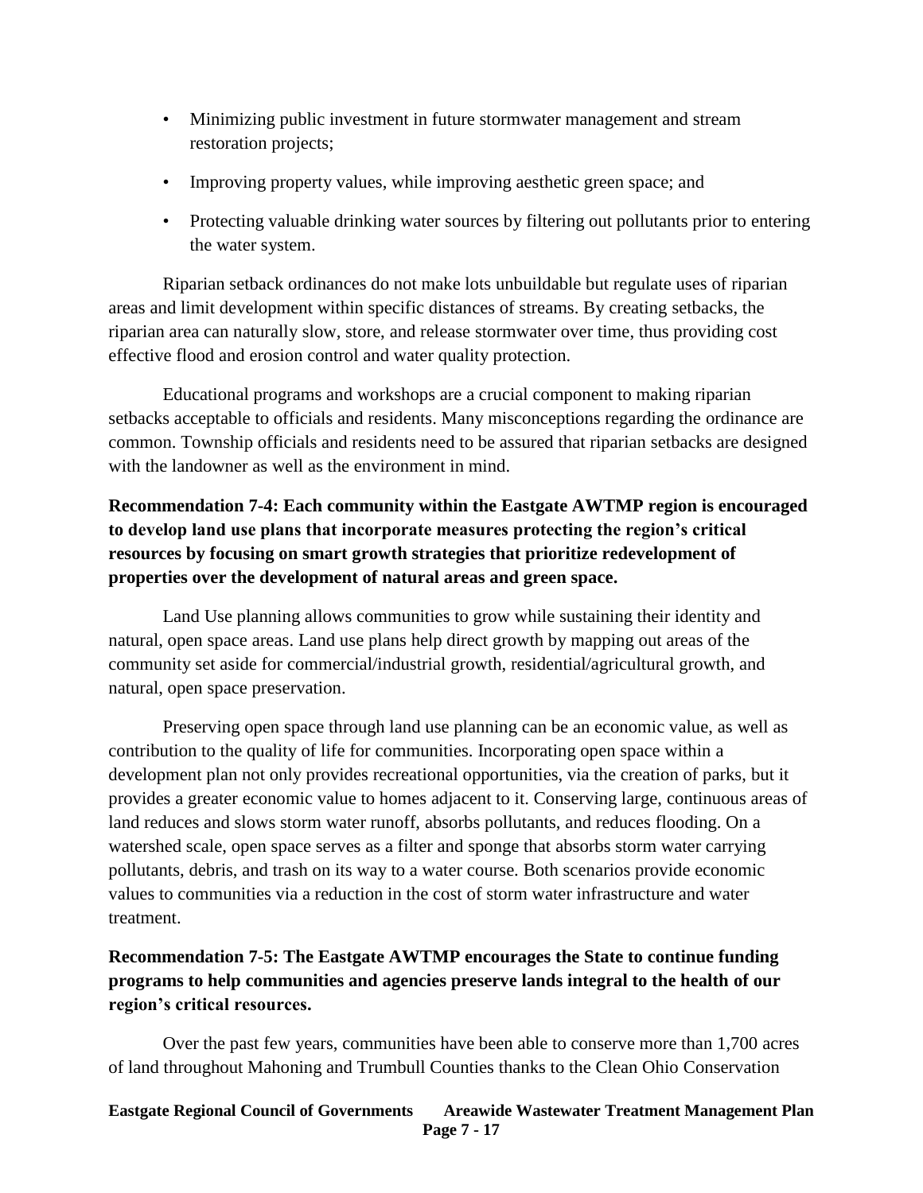- Minimizing public investment in future stormwater management and stream restoration projects;
- Improving property values, while improving aesthetic green space; and
- Protecting valuable drinking water sources by filtering out pollutants prior to entering the water system.

Riparian setback ordinances do not make lots unbuildable but regulate uses of riparian areas and limit development within specific distances of streams. By creating setbacks, the riparian area can naturally slow, store, and release stormwater over time, thus providing cost effective flood and erosion control and water quality protection.

Educational programs and workshops are a crucial component to making riparian setbacks acceptable to officials and residents. Many misconceptions regarding the ordinance are common. Township officials and residents need to be assured that riparian setbacks are designed with the landowner as well as the environment in mind.

**Recommendation 7-4: Each community within the Eastgate AWTMP region is encouraged to develop land use plans that incorporate measures protecting the region's critical resources by focusing on smart growth strategies that prioritize redevelopment of properties over the development of natural areas and green space.**

Land Use planning allows communities to grow while sustaining their identity and natural, open space areas. Land use plans help direct growth by mapping out areas of the community set aside for commercial/industrial growth, residential/agricultural growth, and natural, open space preservation.

Preserving open space through land use planning can be an economic value, as well as contribution to the quality of life for communities. Incorporating open space within a development plan not only provides recreational opportunities, via the creation of parks, but it provides a greater economic value to homes adjacent to it. Conserving large, continuous areas of land reduces and slows storm water runoff, absorbs pollutants, and reduces flooding. On a watershed scale, open space serves as a filter and sponge that absorbs storm water carrying pollutants, debris, and trash on its way to a water course. Both scenarios provide economic values to communities via a reduction in the cost of storm water infrastructure and water treatment.

**Recommendation 7-5: The Eastgate AWTMP encourages the State to continue funding programs to help communities and agencies preserve lands integral to the health of our region's critical resources.**

Over the past few years, communities have been able to conserve more than 1,700 acres of land throughout Mahoning and Trumbull Counties thanks to the Clean Ohio Conservation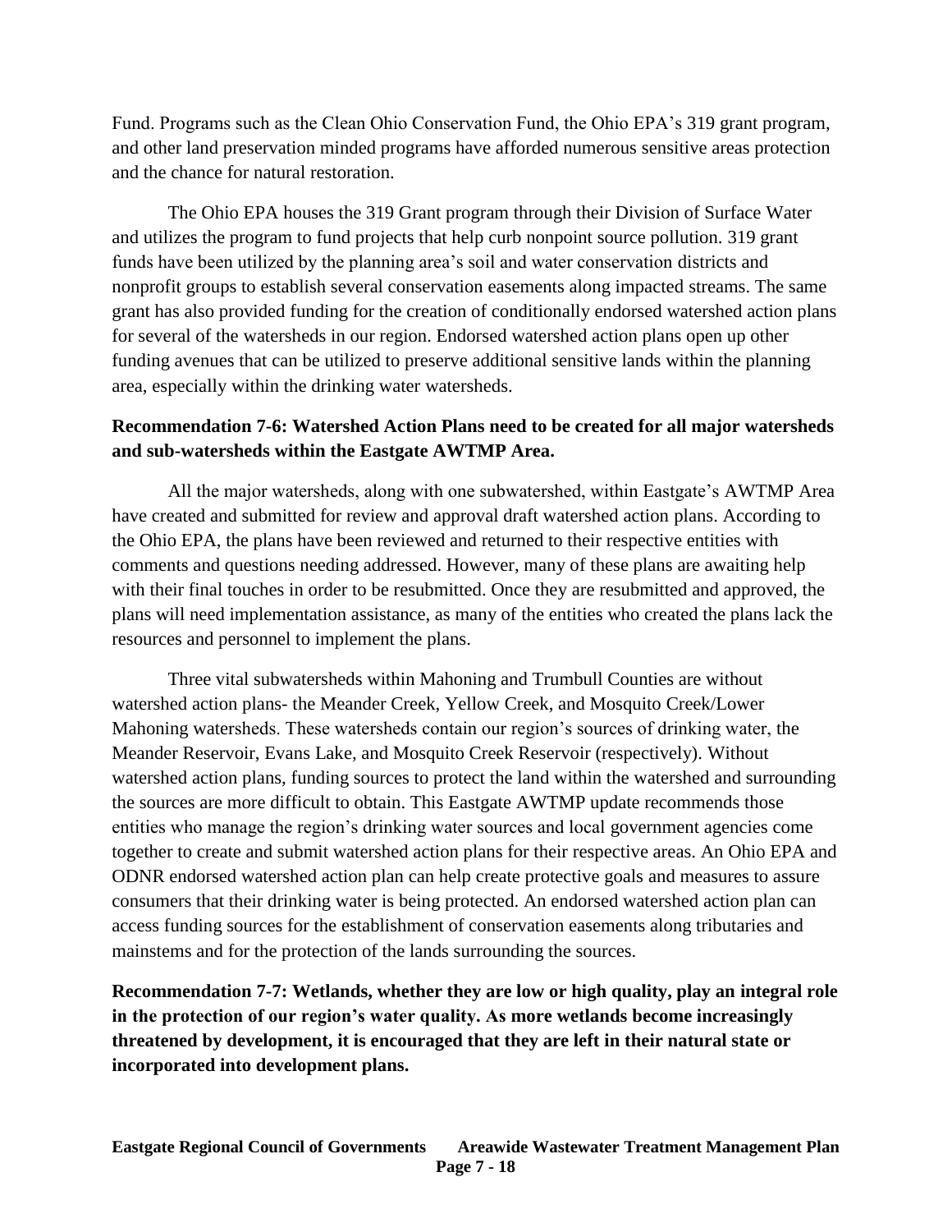Fund. Programs such as the Clean Ohio Conservation Fund, the Ohio EPA's 319 grant program, and other land preservation minded programs have afforded numerous sensitive areas protection and the chance for natural restoration.

The Ohio EPA houses the 319 Grant program through their Division of Surface Water and utilizes the program to fund projects that help curb nonpoint source pollution. 319 grant funds have been utilized by the planning area's soil and water conservation districts and nonprofit groups to establish several conservation easements along impacted streams. The same grant has also provided funding for the creation of conditionally endorsed watershed action plans for several of the watersheds in our region. Endorsed watershed action plans open up other funding avenues that can be utilized to preserve additional sensitive lands within the planning area, especially within the drinking water watersheds.

**Recommendation 7-6: Watershed Action Plans need to be created for all major watersheds and sub-watersheds within the Eastgate AWTMP Area.**

All the major watersheds, along with one subwatershed, within Eastgate's AWTMP Area have created and submitted for review and approval draft watershed action plans. According to the Ohio EPA, the plans have been reviewed and returned to their respective entities with comments and questions needing addressed. However, many of these plans are awaiting help with their final touches in order to be resubmitted. Once they are resubmitted and approved, the plans will need implementation assistance, as many of the entities who created the plans lack the resources and personnel to implement the plans.

Three vital subwatersheds within Mahoning and Trumbull Counties are without watershed action plans- the Meander Creek, Yellow Creek, and Mosquito Creek/Lower Mahoning watersheds. These watersheds contain our region's sources of drinking water, the Meander Reservoir, Evans Lake, and Mosquito Creek Reservoir (respectively). Without watershed action plans, funding sources to protect the land within the watershed and surrounding the sources are more difficult to obtain. This Eastgate AWTMP update recommends those entities who manage the region's drinking water sources and local government agencies come together to create and submit watershed action plans for their respective areas. An Ohio EPA and ODNR endorsed watershed action plan can help create protective goals and measures to assure consumers that their drinking water is being protected. An endorsed watershed action plan can access funding sources for the establishment of conservation easements along tributaries and mainstems and for the protection of the lands surrounding the sources.

**Recommendation 7-7: Wetlands, whether they are low or high quality, play an integral role in the protection of our region's water quality. As more wetlands become increasingly threatened by development, it is encouraged that they are left in their natural state or incorporated into development plans.**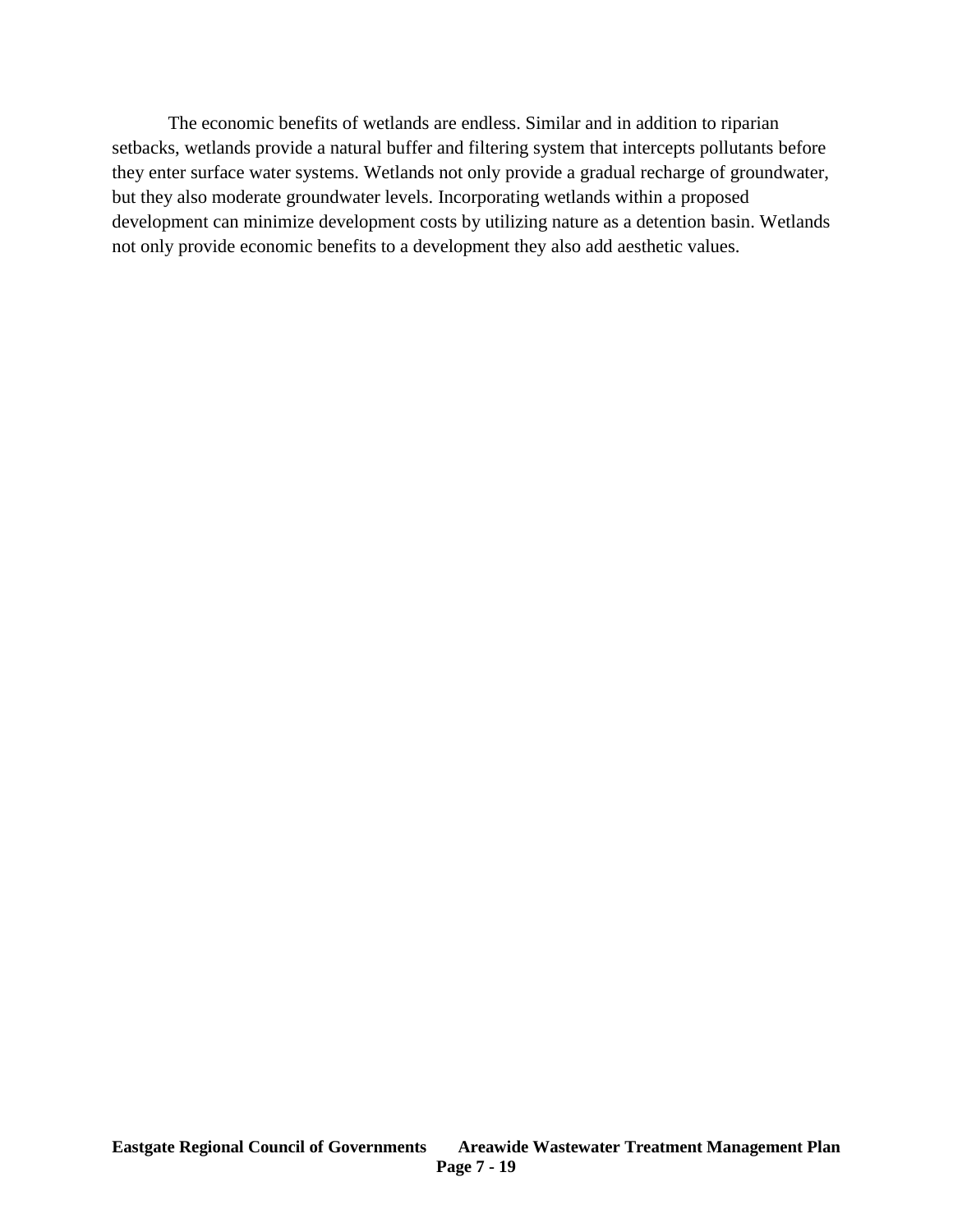The economic benefits of wetlands are endless. Similar and in addition to riparian setbacks, wetlands provide a natural buffer and filtering system that intercepts pollutants before they enter surface water systems. Wetlands not only provide a gradual recharge of groundwater, but they also moderate groundwater levels. Incorporating wetlands within a proposed development can minimize development costs by utilizing nature as a detention basin. Wetlands not only provide economic benefits to a development they also add aesthetic values.